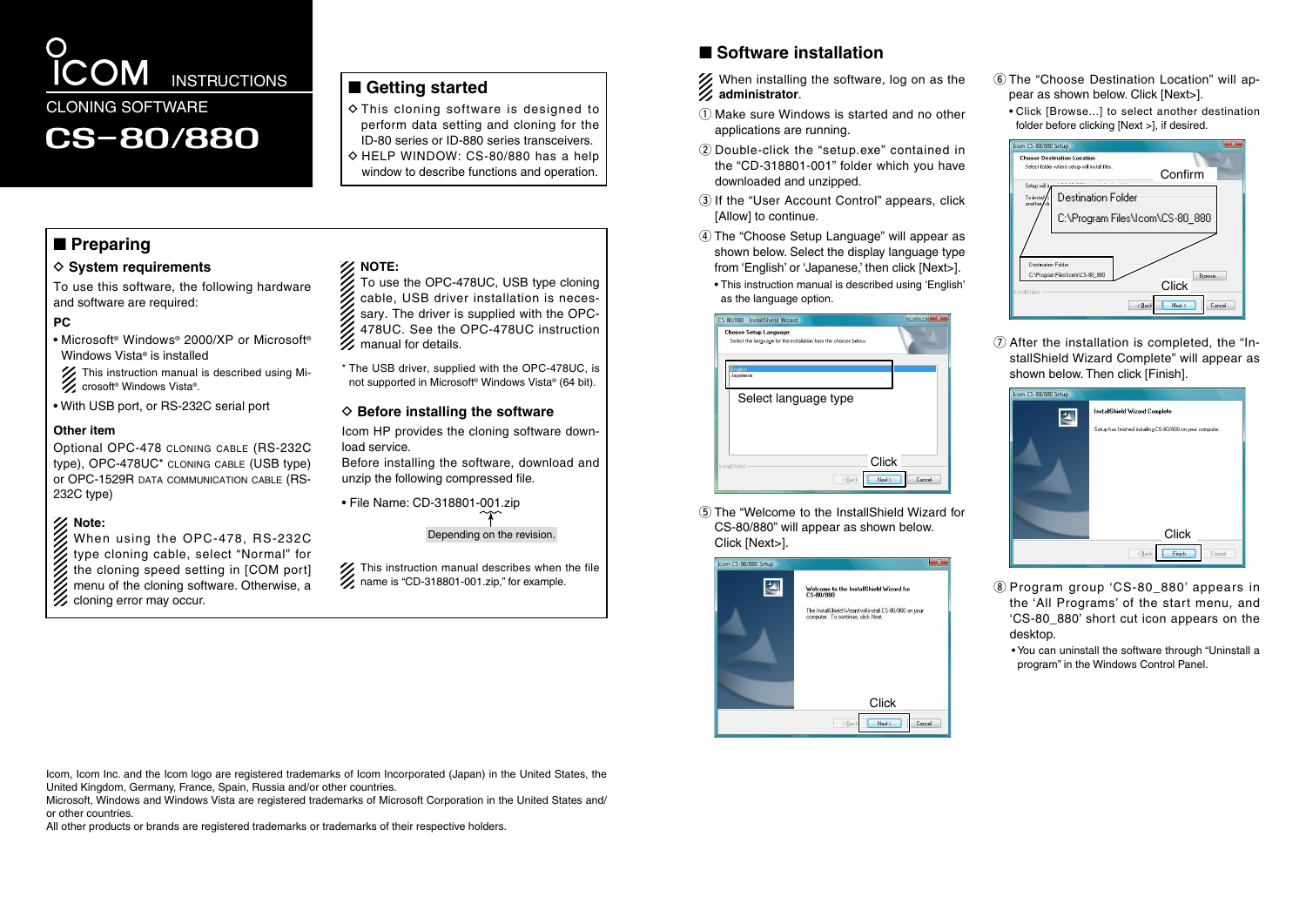# ICOM INSTRUCTIONS

CLONING SOFTWARE

# CS-80/880

## Getting started

◇ This cloning software is designed to perform data setting and cloning for the ID-80 or ID-880 series transceivers.

◇ HELP WINDOW: CS-80/880 has a help window to describe functions and operation.

## Preparing

### ◇ System requirements

To use this software, the following hardware and software are required:

**PC**

- Microsoft® Windows® 2000/XP or Microsoft® Windows Vista® is installed

  This instruction manual is described using Microsoft® Windows Vista®.

- With USB port, or RS-232C serial port

**Other item**

Optional OPC-478 CLONING CABLE (RS-232C type), OPC-478UC* CLONING CABLE (USB type) or OPC-1529R DATA COMMUNICATION CABLE (RS-232C type)

**Note:**
When using the OPC-478, RS-232C type cloning cable, select "Normal" for the cloning speed setting in [COM port] menu of the cloning software. Otherwise, a cloning error may occur.

**NOTE:**
To use the OPC-478UC, USB type cloning cable, USB driver installation is necessary. The driver is supplied with the OPC-478UC. See the OPC-478UC instruction manual for details.

\* The USB driver, supplied with the OPC-478UC, is not supported in Microsoft® Windows Vista® (64 bit).

### ◇ Before installing the software

Icom HP provides the cloning software download service.
Before installing the software, download and unzip the following compressed file.

- File Name: CD-318801-001.zip

  Depending on the revision.

This instruction manual describes when the file name is "CD-318801-001.zip," for example.

## Software installation

When installing the software, log on as the **administrator**.

① Make sure Windows is started and no other applications are running.

② Double-click the "setup.exe" contained in the "CD-318801-001" folder which you have downloaded and unzipped.

③ If the "User Account Control" appears, click [Allow] to continue.

④ The "Choose Setup Language" will appear as shown below. Select the display language type from 'English' or 'Japanese,' then click [Next>].

- This instruction manual is described using 'English' as the language option.

Select language type

Click

⑤ The "Welcome to the InstallShield Wizard for CS-80/880" will appear as shown below. Click [Next>].

Click

⑥ The "Choose Destination Location" will appear as shown below. Click [Next>].

- Click [Browse...] to select another destination folder before clicking [Next >], if desired.

Confirm

Destination Folder
C:\Program Files\Icom\CS-80_880

Click

⑦ After the installation is completed, the "InstallShield Wizard Complete" will appear as shown below. Then click [Finish].

Click

⑧ Program group 'CS-80_880' appears in the 'All Programs' of the start menu, and 'CS-80_880' short cut icon appears on the desktop.

- You can uninstall the software through "Uninstall a program" in the Windows Control Panel.

Icom, Icom Inc. and the Icom logo are registered trademarks of Icom Incorporated (Japan) in the United States, the United Kingdom, Germany, France, Spain, Russia and/or other countries.
Microsoft, Windows and Windows Vista are registered trademarks of Microsoft Corporation in the United States and/or other countries.
All other products or brands are registered trademarks or trademarks of their respective holders.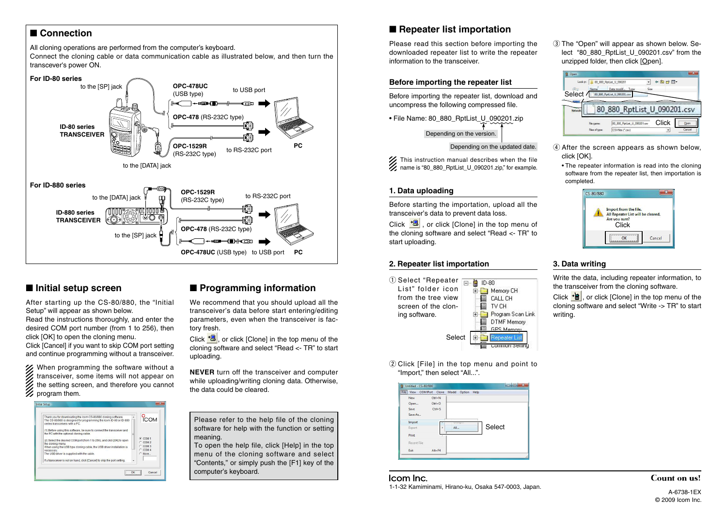## ■ Connection

All cloning operations are performed from the computer's keyboard.
Connect the cloning cable or data communication cable as illustrated below, and then turn the transceiver's power ON.

**For ID-80 series**

to the [SP] jack

**OPC-478UC** (USB type)

to USB port

**ID-80 series TRANSCEIVER**

**OPC-478** (RS-232C type)

**OPC-1529R** (RS-232C type)

to RS-232C port

**PC**

to the [DATA] jack

**For ID-880 series**

to the [DATA] jack

**OPC-1529R** (RS-232C type)

to RS-232C port

**ID-880 series TRANSCEIVER**

**OPC-478** (RS-232C type)

to the [SP] jack

**OPC-478UC** (USB type) to USB port

**PC**

## ■ Initial setup screen

After starting up the CS-80/880, the "Initial Setup" will appear as shown below.
Read the instructions thoroughly, and enter the desired COM port number (from 1 to 256), then click [OK] to open the cloning menu.
Click [Cancel] if you want to skip COM port setting and continue programming without a transceiver.

When programming the software without a transceiver, some items will not appear on the setting screen, and therefore you cannot program them.

## ■ Programming information

We recommend that you should upload all the transceiver's data before starting entering/editing parameters, even when the transceiver is factory fresh.

Click , or click [Clone] in the top menu of the cloning software and select "Read <- TR" to start uploading.

**NEVER** turn off the transceiver and computer while uploading/writing cloning data. Otherwise, the data could be cleared.

Please refer to the help file of the cloning software for help with the function or setting meaning.
To open the help file, click [Help] in the top menu of the cloning software and select "Contents," or simply push the [F1] key of the computer's keyboard.

## ■ Repeater list importation

Please read this section before importing the downloaded repeater list to write the repeater information to the transceiver.

### Before importing the repeater list

Before importing the repeater list, download and uncompress the following compressed file.

• File Name: 80_880_RptList_U_090201.zip

Depending on the version.

Depending on the updated date.

This instruction manual describes when the file name is "80_880_RptList_U_090201.zip," for example.

### 1. Data uploading

Before starting the importation, upload all the transceiver's data to prevent data loss.

Click , or click [Clone] in the top menu of the cloning software and select "Read <- TR" to start uploading.

### 2. Repeater list importation

① Select "Repeater List" folder icon from the tree view screen of the cloning software.

Select

② Click [File] in the top menu and point to "Import," then select "All...".

Select

③ The "Open" will appear as shown below. Select "80_880_RptList_U_090201.csv" from the unzipped folder, then click [Open].

Select

Click

④ After the screen appears as shown below, click [OK].

• The repeater information is read into the cloning software from the repeater list, then importation is completed.

Click

### 3. Data writing

Write the data, including repeater information, to the transceiver from the cloning software.

Click , or click [Clone] in the top menu of the cloning software and select "Write -> TR" to start writing.

Icom Inc.
1-1-32 Kamiminami, Hirano-ku, Osaka 547-0003, Japan.

Count on us!

A-6738-1EX
© 2009 Icom Inc.